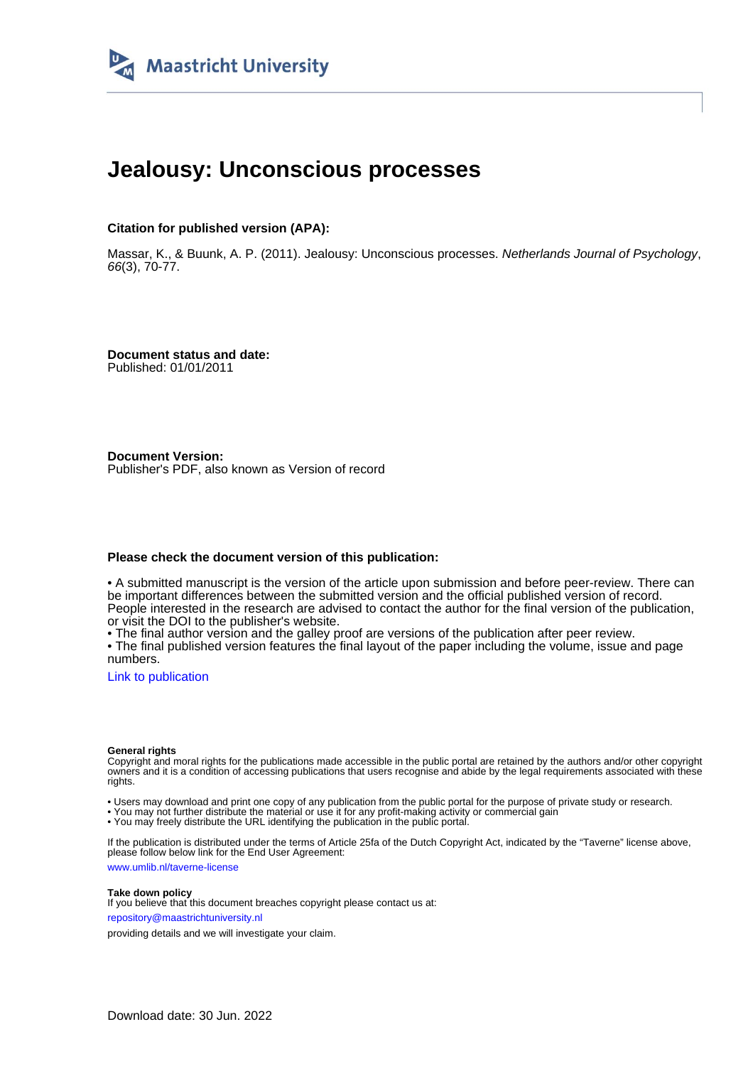Maastricht University

# Jealousy: Unconscious processes

**Citation for published version (APA):**

Massar, K., & Buunk, A. P. (2011). Jealousy: Unconscious processes. *Netherlands Journal of Psychology*, *66*(3), 70-77.

**Document status and date:**
Published: 01/01/2011

**Document Version:**
Publisher's PDF, also known as Version of record

**Please check the document version of this publication:**

• A submitted manuscript is the version of the article upon submission and before peer-review. There can be important differences between the submitted version and the official published version of record. People interested in the research are advised to contact the author for the final version of the publication, or visit the DOI to the publisher's website.
• The final author version and the galley proof are versions of the publication after peer review.
• The final published version features the final layout of the paper including the volume, issue and page numbers.

Link to publication

**General rights**
Copyright and moral rights for the publications made accessible in the public portal are retained by the authors and/or other copyright owners and it is a condition of accessing publications that users recognise and abide by the legal requirements associated with these rights.

• Users may download and print one copy of any publication from the public portal for the purpose of private study or research.
• You may not further distribute the material or use it for any profit-making activity or commercial gain
• You may freely distribute the URL identifying the publication in the public portal.

If the publication is distributed under the terms of Article 25fa of the Dutch Copyright Act, indicated by the "Taverne" license above, please follow below link for the End User Agreement:

www.umlib.nl/taverne-license

**Take down policy**
If you believe that this document breaches copyright please contact us at:

repository@maastrichtuniversity.nl

providing details and we will investigate your claim.

Download date: 30 Jun. 2022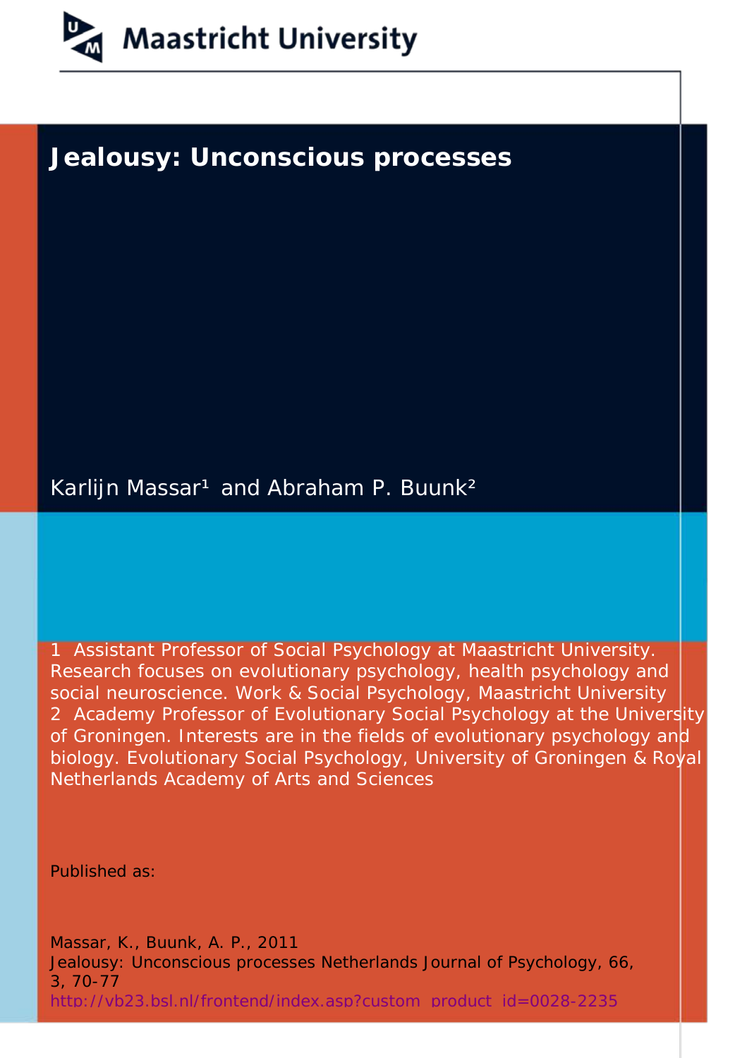Maastricht University

# Jealousy: Unconscious processes

Karlijn Massar[1] and Abraham P. Buunk[2]

1 Assistant Professor of Social Psychology at Maastricht University. Research focuses on evolutionary psychology, health psychology and social neuroscience. Work & Social Psychology, Maastricht University
2 Academy Professor of Evolutionary Social Psychology at the University of Groningen. Interests are in the fields of evolutionary psychology and biology. Evolutionary Social Psychology, University of Groningen & Royal Netherlands Academy of Arts and Sciences

Published as:

Massar, K., Buunk, A. P., 2011
Jealousy: Unconscious processes Netherlands Journal of Psychology, 66, 3, 70-77
http://vb23.bsl.nl/frontend/index.asp?custom_product_id=0028-2235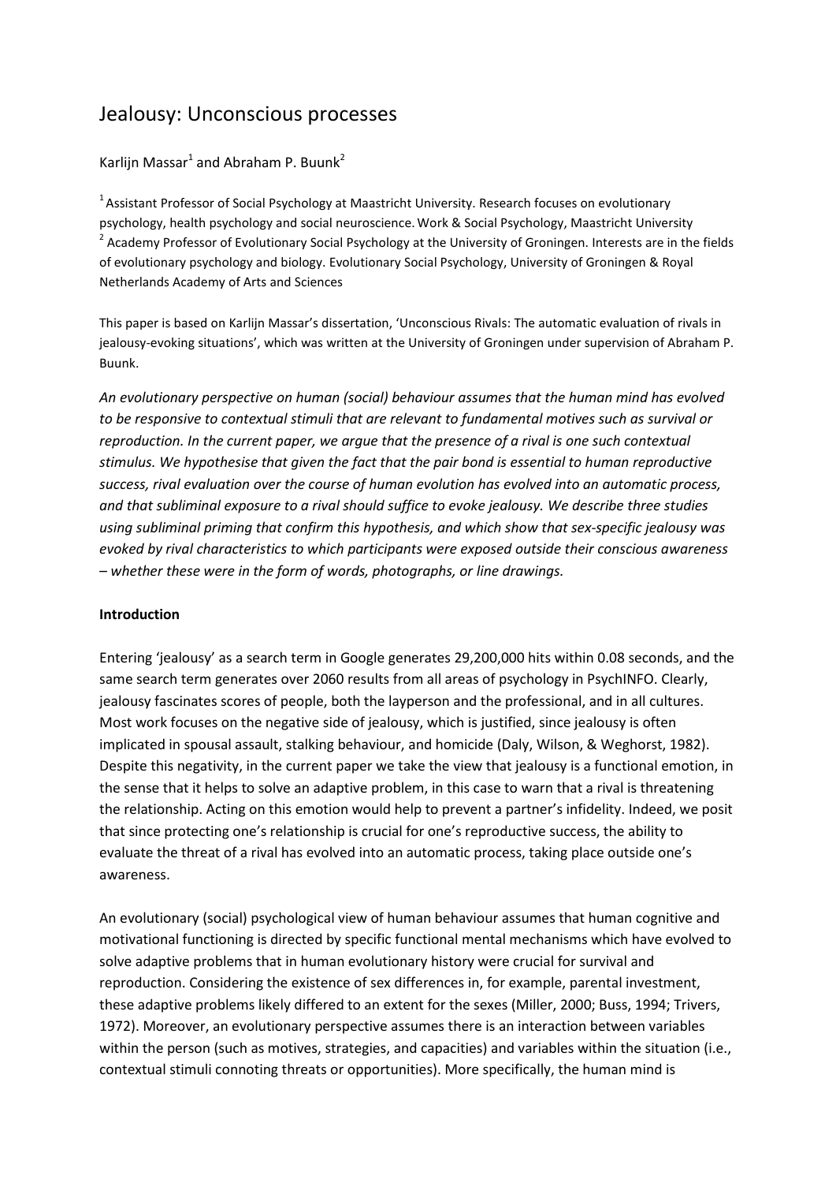# Jealousy: Unconscious processes

Karlijn Massar[1] and Abraham P. Buunk[2]

[1] Assistant Professor of Social Psychology at Maastricht University. Research focuses on evolutionary psychology, health psychology and social neuroscience. Work & Social Psychology, Maastricht University
[2] Academy Professor of Evolutionary Social Psychology at the University of Groningen. Interests are in the fields of evolutionary psychology and biology. Evolutionary Social Psychology, University of Groningen & Royal Netherlands Academy of Arts and Sciences

This paper is based on Karlijn Massar's dissertation, 'Unconscious Rivals: The automatic evaluation of rivals in jealousy-evoking situations', which was written at the University of Groningen under supervision of Abraham P. Buunk.

*An evolutionary perspective on human (social) behaviour assumes that the human mind has evolved to be responsive to contextual stimuli that are relevant to fundamental motives such as survival or reproduction. In the current paper, we argue that the presence of a rival is one such contextual stimulus. We hypothesise that given the fact that the pair bond is essential to human reproductive success, rival evaluation over the course of human evolution has evolved into an automatic process, and that subliminal exposure to a rival should suffice to evoke jealousy. We describe three studies using subliminal priming that confirm this hypothesis, and which show that sex-specific jealousy was evoked by rival characteristics to which participants were exposed outside their conscious awareness – whether these were in the form of words, photographs, or line drawings.*

**Introduction**

Entering 'jealousy' as a search term in Google generates 29,200,000 hits within 0.08 seconds, and the same search term generates over 2060 results from all areas of psychology in PsychINFO. Clearly, jealousy fascinates scores of people, both the layperson and the professional, and in all cultures. Most work focuses on the negative side of jealousy, which is justified, since jealousy is often implicated in spousal assault, stalking behaviour, and homicide (Daly, Wilson, & Weghorst, 1982). Despite this negativity, in the current paper we take the view that jealousy is a functional emotion, in the sense that it helps to solve an adaptive problem, in this case to warn that a rival is threatening the relationship. Acting on this emotion would help to prevent a partner's infidelity. Indeed, we posit that since protecting one's relationship is crucial for one's reproductive success, the ability to evaluate the threat of a rival has evolved into an automatic process, taking place outside one's awareness.

An evolutionary (social) psychological view of human behaviour assumes that human cognitive and motivational functioning is directed by specific functional mental mechanisms which have evolved to solve adaptive problems that in human evolutionary history were crucial for survival and reproduction. Considering the existence of sex differences in, for example, parental investment, these adaptive problems likely differed to an extent for the sexes (Miller, 2000; Buss, 1994; Trivers, 1972). Moreover, an evolutionary perspective assumes there is an interaction between variables within the person (such as motives, strategies, and capacities) and variables within the situation (i.e., contextual stimuli connoting threats or opportunities). More specifically, the human mind is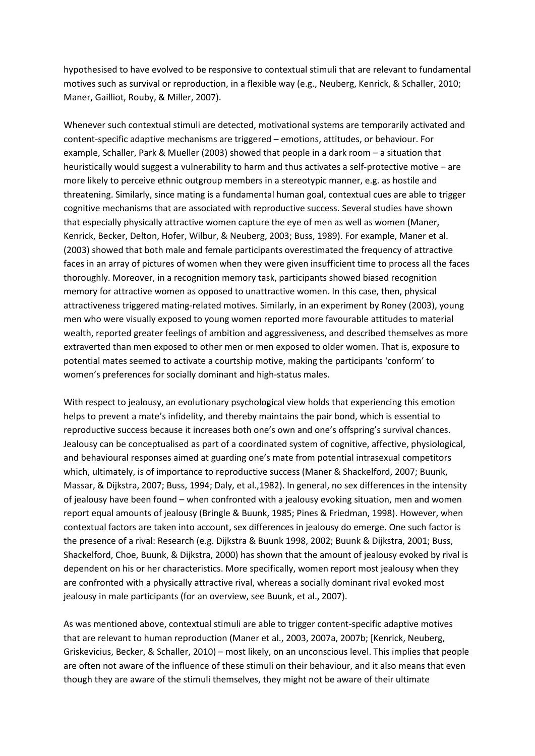hypothesised to have evolved to be responsive to contextual stimuli that are relevant to fundamental motives such as survival or reproduction, in a flexible way (e.g., Neuberg, Kenrick, & Schaller, 2010; Maner, Gailliot, Rouby, & Miller, 2007).

Whenever such contextual stimuli are detected, motivational systems are temporarily activated and content-specific adaptive mechanisms are triggered – emotions, attitudes, or behaviour. For example, Schaller, Park & Mueller (2003) showed that people in a dark room – a situation that heuristically would suggest a vulnerability to harm and thus activates a self-protective motive – are more likely to perceive ethnic outgroup members in a stereotypic manner, e.g. as hostile and threatening. Similarly, since mating is a fundamental human goal, contextual cues are able to trigger cognitive mechanisms that are associated with reproductive success. Several studies have shown that especially physically attractive women capture the eye of men as well as women (Maner, Kenrick, Becker, Delton, Hofer, Wilbur, & Neuberg, 2003; Buss, 1989). For example, Maner et al. (2003) showed that both male and female participants overestimated the frequency of attractive faces in an array of pictures of women when they were given insufficient time to process all the faces thoroughly. Moreover, in a recognition memory task, participants showed biased recognition memory for attractive women as opposed to unattractive women. In this case, then, physical attractiveness triggered mating-related motives. Similarly, in an experiment by Roney (2003), young men who were visually exposed to young women reported more favourable attitudes to material wealth, reported greater feelings of ambition and aggressiveness, and described themselves as more extraverted than men exposed to other men or men exposed to older women. That is, exposure to potential mates seemed to activate a courtship motive, making the participants 'conform' to women's preferences for socially dominant and high-status males.

With respect to jealousy, an evolutionary psychological view holds that experiencing this emotion helps to prevent a mate's infidelity, and thereby maintains the pair bond, which is essential to reproductive success because it increases both one's own and one's offspring's survival chances. Jealousy can be conceptualised as part of a coordinated system of cognitive, affective, physiological, and behavioural responses aimed at guarding one's mate from potential intrasexual competitors which, ultimately, is of importance to reproductive success (Maner & Shackelford, 2007; Buunk, Massar, & Dijkstra, 2007; Buss, 1994; Daly, et al.,1982). In general, no sex differences in the intensity of jealousy have been found – when confronted with a jealousy evoking situation, men and women report equal amounts of jealousy (Bringle & Buunk, 1985; Pines & Friedman, 1998). However, when contextual factors are taken into account, sex differences in jealousy do emerge. One such factor is the presence of a rival: Research (e.g. Dijkstra & Buunk 1998, 2002; Buunk & Dijkstra, 2001; Buss, Shackelford, Choe, Buunk, & Dijkstra, 2000) has shown that the amount of jealousy evoked by rival is dependent on his or her characteristics. More specifically, women report most jealousy when they are confronted with a physically attractive rival, whereas a socially dominant rival evoked most jealousy in male participants (for an overview, see Buunk, et al., 2007).

As was mentioned above, contextual stimuli are able to trigger content-specific adaptive motives that are relevant to human reproduction (Maner et al., 2003, 2007a, 2007b; [Kenrick, Neuberg, Griskevicius, Becker, & Schaller, 2010) – most likely, on an unconscious level. This implies that people are often not aware of the influence of these stimuli on their behaviour, and it also means that even though they are aware of the stimuli themselves, they might not be aware of their ultimate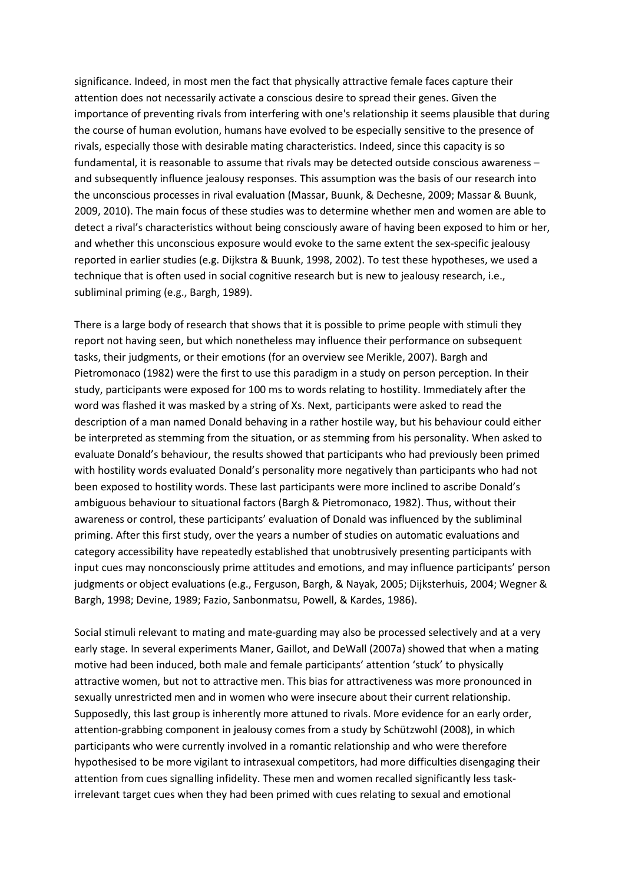significance. Indeed, in most men the fact that physically attractive female faces capture their attention does not necessarily activate a conscious desire to spread their genes. Given the importance of preventing rivals from interfering with one's relationship it seems plausible that during the course of human evolution, humans have evolved to be especially sensitive to the presence of rivals, especially those with desirable mating characteristics. Indeed, since this capacity is so fundamental, it is reasonable to assume that rivals may be detected outside conscious awareness – and subsequently influence jealousy responses. This assumption was the basis of our research into the unconscious processes in rival evaluation (Massar, Buunk, & Dechesne, 2009; Massar & Buunk, 2009, 2010). The main focus of these studies was to determine whether men and women are able to detect a rival's characteristics without being consciously aware of having been exposed to him or her, and whether this unconscious exposure would evoke to the same extent the sex-specific jealousy reported in earlier studies (e.g. Dijkstra & Buunk, 1998, 2002). To test these hypotheses, we used a technique that is often used in social cognitive research but is new to jealousy research, i.e., subliminal priming (e.g., Bargh, 1989).

There is a large body of research that shows that it is possible to prime people with stimuli they report not having seen, but which nonetheless may influence their performance on subsequent tasks, their judgments, or their emotions (for an overview see Merikle, 2007). Bargh and Pietromonaco (1982) were the first to use this paradigm in a study on person perception. In their study, participants were exposed for 100 ms to words relating to hostility. Immediately after the word was flashed it was masked by a string of Xs. Next, participants were asked to read the description of a man named Donald behaving in a rather hostile way, but his behaviour could either be interpreted as stemming from the situation, or as stemming from his personality. When asked to evaluate Donald's behaviour, the results showed that participants who had previously been primed with hostility words evaluated Donald's personality more negatively than participants who had not been exposed to hostility words. These last participants were more inclined to ascribe Donald's ambiguous behaviour to situational factors (Bargh & Pietromonaco, 1982). Thus, without their awareness or control, these participants' evaluation of Donald was influenced by the subliminal priming. After this first study, over the years a number of studies on automatic evaluations and category accessibility have repeatedly established that unobtrusively presenting participants with input cues may nonconsciously prime attitudes and emotions, and may influence participants' person judgments or object evaluations (e.g., Ferguson, Bargh, & Nayak, 2005; Dijksterhuis, 2004; Wegner & Bargh, 1998; Devine, 1989; Fazio, Sanbonmatsu, Powell, & Kardes, 1986).

Social stimuli relevant to mating and mate-guarding may also be processed selectively and at a very early stage. In several experiments Maner, Gaillot, and DeWall (2007a) showed that when a mating motive had been induced, both male and female participants' attention 'stuck' to physically attractive women, but not to attractive men. This bias for attractiveness was more pronounced in sexually unrestricted men and in women who were insecure about their current relationship. Supposedly, this last group is inherently more attuned to rivals. More evidence for an early order, attention-grabbing component in jealousy comes from a study by Schützwohl (2008), in which participants who were currently involved in a romantic relationship and who were therefore hypothesised to be more vigilant to intrasexual competitors, had more difficulties disengaging their attention from cues signalling infidelity. These men and women recalled significantly less task-irrelevant target cues when they had been primed with cues relating to sexual and emotional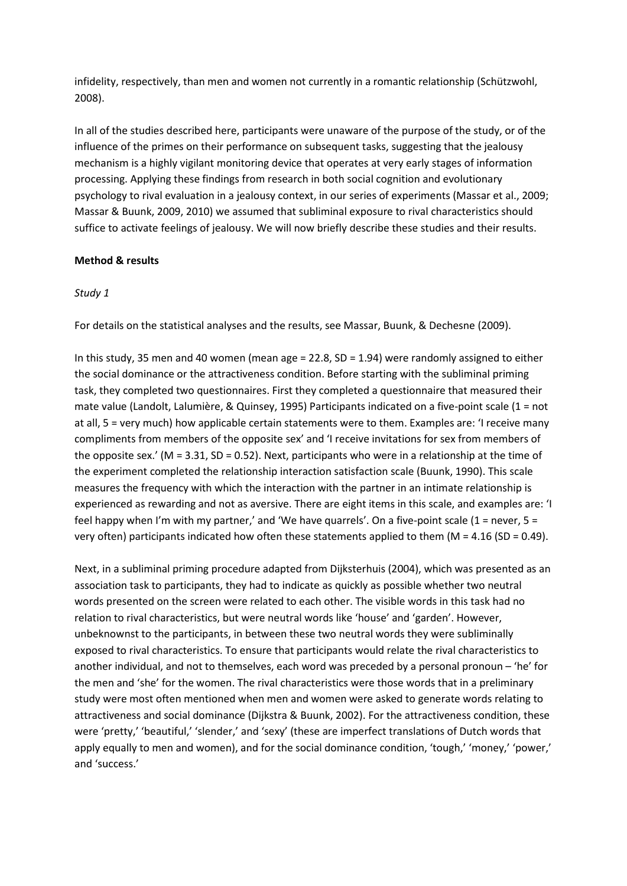infidelity, respectively, than men and women not currently in a romantic relationship (Schützwohl, 2008).

In all of the studies described here, participants were unaware of the purpose of the study, or of the influence of the primes on their performance on subsequent tasks, suggesting that the jealousy mechanism is a highly vigilant monitoring device that operates at very early stages of information processing. Applying these findings from research in both social cognition and evolutionary psychology to rival evaluation in a jealousy context, in our series of experiments (Massar et al., 2009; Massar & Buunk, 2009, 2010) we assumed that subliminal exposure to rival characteristics should suffice to activate feelings of jealousy. We will now briefly describe these studies and their results.

**Method & results**

*Study 1*

For details on the statistical analyses and the results, see Massar, Buunk, & Dechesne (2009).

In this study, 35 men and 40 women (mean age = 22.8, SD = 1.94) were randomly assigned to either the social dominance or the attractiveness condition. Before starting with the subliminal priming task, they completed two questionnaires. First they completed a questionnaire that measured their mate value (Landolt, Lalumière, & Quinsey, 1995) Participants indicated on a five-point scale (1 = not at all, 5 = very much) how applicable certain statements were to them. Examples are: 'I receive many compliments from members of the opposite sex' and 'I receive invitations for sex from members of the opposite sex.' (M = 3.31, SD = 0.52). Next, participants who were in a relationship at the time of the experiment completed the relationship interaction satisfaction scale (Buunk, 1990). This scale measures the frequency with which the interaction with the partner in an intimate relationship is experienced as rewarding and not as aversive. There are eight items in this scale, and examples are: 'I feel happy when I'm with my partner,' and 'We have quarrels'. On a five-point scale (1 = never, 5 = very often) participants indicated how often these statements applied to them (M = 4.16 (SD = 0.49).

Next, in a subliminal priming procedure adapted from Dijksterhuis (2004), which was presented as an association task to participants, they had to indicate as quickly as possible whether two neutral words presented on the screen were related to each other. The visible words in this task had no relation to rival characteristics, but were neutral words like 'house' and 'garden'. However, unbeknownst to the participants, in between these two neutral words they were subliminally exposed to rival characteristics. To ensure that participants would relate the rival characteristics to another individual, and not to themselves, each word was preceded by a personal pronoun – 'he' for the men and 'she' for the women. The rival characteristics were those words that in a preliminary study were most often mentioned when men and women were asked to generate words relating to attractiveness and social dominance (Dijkstra & Buunk, 2002). For the attractiveness condition, these were 'pretty,' 'beautiful,' 'slender,' and 'sexy' (these are imperfect translations of Dutch words that apply equally to men and women), and for the social dominance condition, 'tough,' 'money,' 'power,' and 'success.'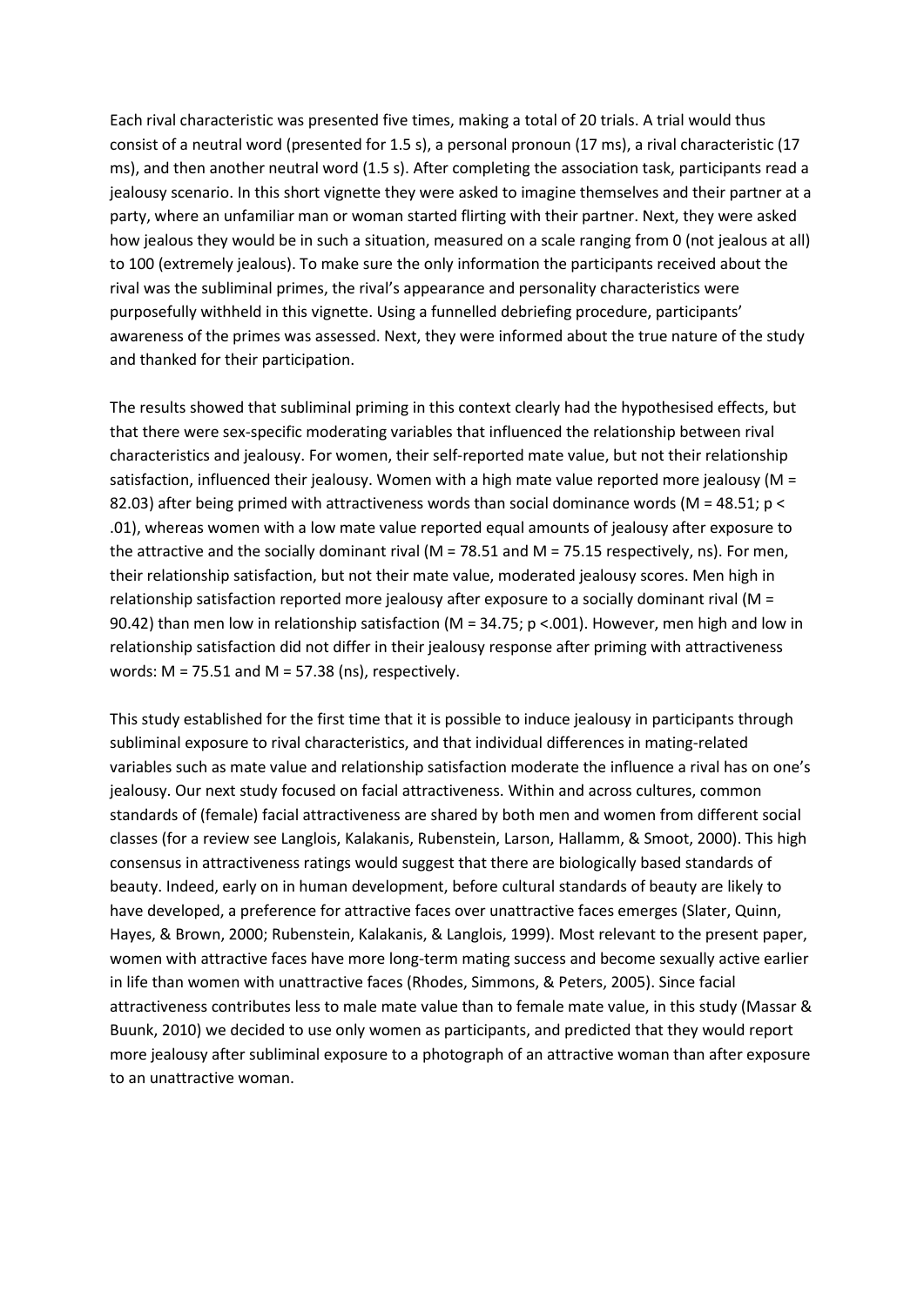Each rival characteristic was presented five times, making a total of 20 trials. A trial would thus consist of a neutral word (presented for 1.5 s), a personal pronoun (17 ms), a rival characteristic (17 ms), and then another neutral word (1.5 s). After completing the association task, participants read a jealousy scenario. In this short vignette they were asked to imagine themselves and their partner at a party, where an unfamiliar man or woman started flirting with their partner. Next, they were asked how jealous they would be in such a situation, measured on a scale ranging from 0 (not jealous at all) to 100 (extremely jealous). To make sure the only information the participants received about the rival was the subliminal primes, the rival's appearance and personality characteristics were purposefully withheld in this vignette. Using a funnelled debriefing procedure, participants' awareness of the primes was assessed. Next, they were informed about the true nature of the study and thanked for their participation.

The results showed that subliminal priming in this context clearly had the hypothesised effects, but that there were sex-specific moderating variables that influenced the relationship between rival characteristics and jealousy. For women, their self-reported mate value, but not their relationship satisfaction, influenced their jealousy. Women with a high mate value reported more jealousy ($M = 82.03$) after being primed with attractiveness words than social dominance words ($M = 48.51$; $p < .01$), whereas women with a low mate value reported equal amounts of jealousy after exposure to the attractive and the socially dominant rival ($M = 78.51$ and $M = 75.15$ respectively, ns). For men, their relationship satisfaction, but not their mate value, moderated jealousy scores. Men high in relationship satisfaction reported more jealousy after exposure to a socially dominant rival ($M = 90.42$) than men low in relationship satisfaction ($M = 34.75$; $p < .001$). However, men high and low in relationship satisfaction did not differ in their jealousy response after priming with attractiveness words: $M = 75.51$ and $M = 57.38$ (ns), respectively.

This study established for the first time that it is possible to induce jealousy in participants through subliminal exposure to rival characteristics, and that individual differences in mating-related variables such as mate value and relationship satisfaction moderate the influence a rival has on one's jealousy. Our next study focused on facial attractiveness. Within and across cultures, common standards of (female) facial attractiveness are shared by both men and women from different social classes (for a review see Langlois, Kalakanis, Rubenstein, Larson, Hallamm, & Smoot, 2000). This high consensus in attractiveness ratings would suggest that there are biologically based standards of beauty. Indeed, early on in human development, before cultural standards of beauty are likely to have developed, a preference for attractive faces over unattractive faces emerges (Slater, Quinn, Hayes, & Brown, 2000; Rubenstein, Kalakanis, & Langlois, 1999). Most relevant to the present paper, women with attractive faces have more long-term mating success and become sexually active earlier in life than women with unattractive faces (Rhodes, Simmons, & Peters, 2005). Since facial attractiveness contributes less to male mate value than to female mate value, in this study (Massar & Buunk, 2010) we decided to use only women as participants, and predicted that they would report more jealousy after subliminal exposure to a photograph of an attractive woman than after exposure to an unattractive woman.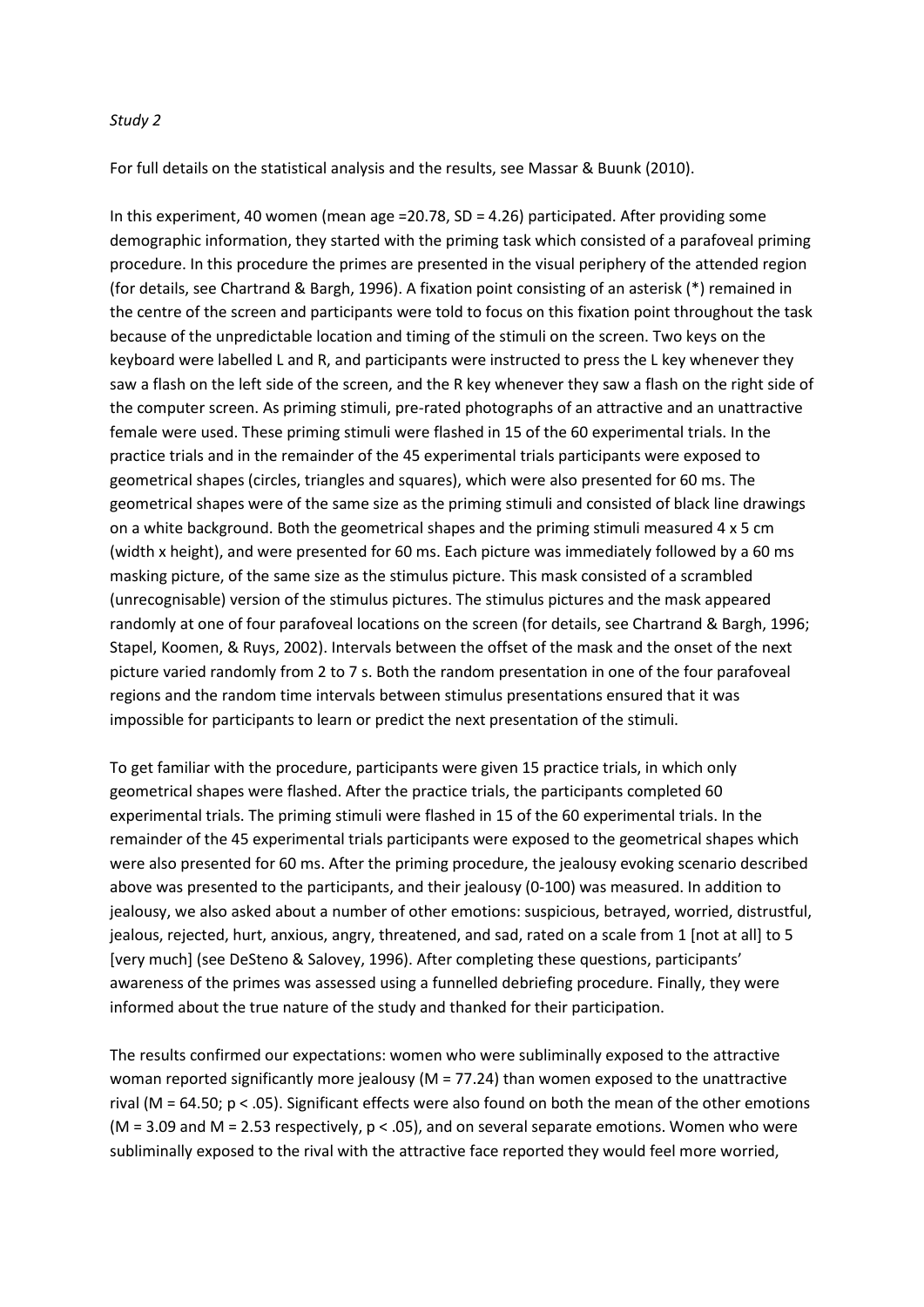*Study 2*

For full details on the statistical analysis and the results, see Massar & Buunk (2010).

In this experiment, 40 women (mean age =20.78, SD = 4.26) participated. After providing some demographic information, they started with the priming task which consisted of a parafoveal priming procedure. In this procedure the primes are presented in the visual periphery of the attended region (for details, see Chartrand & Bargh, 1996). A fixation point consisting of an asterisk (*) remained in the centre of the screen and participants were told to focus on this fixation point throughout the task because of the unpredictable location and timing of the stimuli on the screen. Two keys on the keyboard were labelled L and R, and participants were instructed to press the L key whenever they saw a flash on the left side of the screen, and the R key whenever they saw a flash on the right side of the computer screen. As priming stimuli, pre-rated photographs of an attractive and an unattractive female were used. These priming stimuli were flashed in 15 of the 60 experimental trials. In the practice trials and in the remainder of the 45 experimental trials participants were exposed to geometrical shapes (circles, triangles and squares), which were also presented for 60 ms. The geometrical shapes were of the same size as the priming stimuli and consisted of black line drawings on a white background. Both the geometrical shapes and the priming stimuli measured 4 x 5 cm (width x height), and were presented for 60 ms. Each picture was immediately followed by a 60 ms masking picture, of the same size as the stimulus picture. This mask consisted of a scrambled (unrecognisable) version of the stimulus pictures. The stimulus pictures and the mask appeared randomly at one of four parafoveal locations on the screen (for details, see Chartrand & Bargh, 1996; Stapel, Koomen, & Ruys, 2002). Intervals between the offset of the mask and the onset of the next picture varied randomly from 2 to 7 s. Both the random presentation in one of the four parafoveal regions and the random time intervals between stimulus presentations ensured that it was impossible for participants to learn or predict the next presentation of the stimuli.

To get familiar with the procedure, participants were given 15 practice trials, in which only geometrical shapes were flashed. After the practice trials, the participants completed 60 experimental trials. The priming stimuli were flashed in 15 of the 60 experimental trials. In the remainder of the 45 experimental trials participants were exposed to the geometrical shapes which were also presented for 60 ms. After the priming procedure, the jealousy evoking scenario described above was presented to the participants, and their jealousy (0-100) was measured. In addition to jealousy, we also asked about a number of other emotions: suspicious, betrayed, worried, distrustful, jealous, rejected, hurt, anxious, angry, threatened, and sad, rated on a scale from 1 [not at all] to 5 [very much] (see DeSteno & Salovey, 1996). After completing these questions, participants' awareness of the primes was assessed using a funnelled debriefing procedure. Finally, they were informed about the true nature of the study and thanked for their participation.

The results confirmed our expectations: women who were subliminally exposed to the attractive woman reported significantly more jealousy ($M = 77.24$) than women exposed to the unattractive rival ($M = 64.50$; $p < .05$). Significant effects were also found on both the mean of the other emotions ($M = 3.09$ and $M = 2.53$ respectively, $p < .05$), and on several separate emotions. Women who were subliminally exposed to the rival with the attractive face reported they would feel more worried,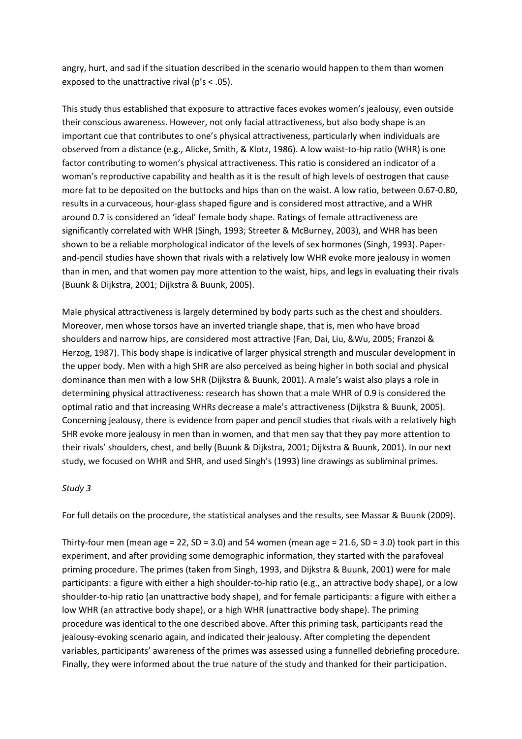angry, hurt, and sad if the situation described in the scenario would happen to them than women exposed to the unattractive rival (p's < .05).

This study thus established that exposure to attractive faces evokes women's jealousy, even outside their conscious awareness. However, not only facial attractiveness, but also body shape is an important cue that contributes to one's physical attractiveness, particularly when individuals are observed from a distance (e.g., Alicke, Smith, & Klotz, 1986). A low waist-to-hip ratio (WHR) is one factor contributing to women's physical attractiveness. This ratio is considered an indicator of a woman's reproductive capability and health as it is the result of high levels of oestrogen that cause more fat to be deposited on the buttocks and hips than on the waist. A low ratio, between 0.67-0.80, results in a curvaceous, hour-glass shaped figure and is considered most attractive, and a WHR around 0.7 is considered an 'ideal' female body shape. Ratings of female attractiveness are significantly correlated with WHR (Singh, 1993; Streeter & McBurney, 2003), and WHR has been shown to be a reliable morphological indicator of the levels of sex hormones (Singh, 1993). Paper-and-pencil studies have shown that rivals with a relatively low WHR evoke more jealousy in women than in men, and that women pay more attention to the waist, hips, and legs in evaluating their rivals (Buunk & Dijkstra, 2001; Dijkstra & Buunk, 2005).

Male physical attractiveness is largely determined by body parts such as the chest and shoulders. Moreover, men whose torsos have an inverted triangle shape, that is, men who have broad shoulders and narrow hips, are considered most attractive (Fan, Dai, Liu, &Wu, 2005; Franzoi & Herzog, 1987). This body shape is indicative of larger physical strength and muscular development in the upper body. Men with a high SHR are also perceived as being higher in both social and physical dominance than men with a low SHR (Dijkstra & Buunk, 2001). A male's waist also plays a role in determining physical attractiveness: research has shown that a male WHR of 0.9 is considered the optimal ratio and that increasing WHRs decrease a male's attractiveness (Dijkstra & Buunk, 2005). Concerning jealousy, there is evidence from paper and pencil studies that rivals with a relatively high SHR evoke more jealousy in men than in women, and that men say that they pay more attention to their rivals' shoulders, chest, and belly (Buunk & Dijkstra, 2001; Dijkstra & Buunk, 2001). In our next study, we focused on WHR and SHR, and used Singh's (1993) line drawings as subliminal primes.

*Study 3*

For full details on the procedure, the statistical analyses and the results, see Massar & Buunk (2009).

Thirty-four men (mean age = 22, SD = 3.0) and 54 women (mean age = 21.6, SD = 3.0) took part in this experiment, and after providing some demographic information, they started with the parafoveal priming procedure. The primes (taken from Singh, 1993, and Dijkstra & Buunk, 2001) were for male participants: a figure with either a high shoulder-to-hip ratio (e.g., an attractive body shape), or a low shoulder-to-hip ratio (an unattractive body shape), and for female participants: a figure with either a low WHR (an attractive body shape), or a high WHR (unattractive body shape). The priming procedure was identical to the one described above. After this priming task, participants read the jealousy-evoking scenario again, and indicated their jealousy. After completing the dependent variables, participants' awareness of the primes was assessed using a funnelled debriefing procedure. Finally, they were informed about the true nature of the study and thanked for their participation.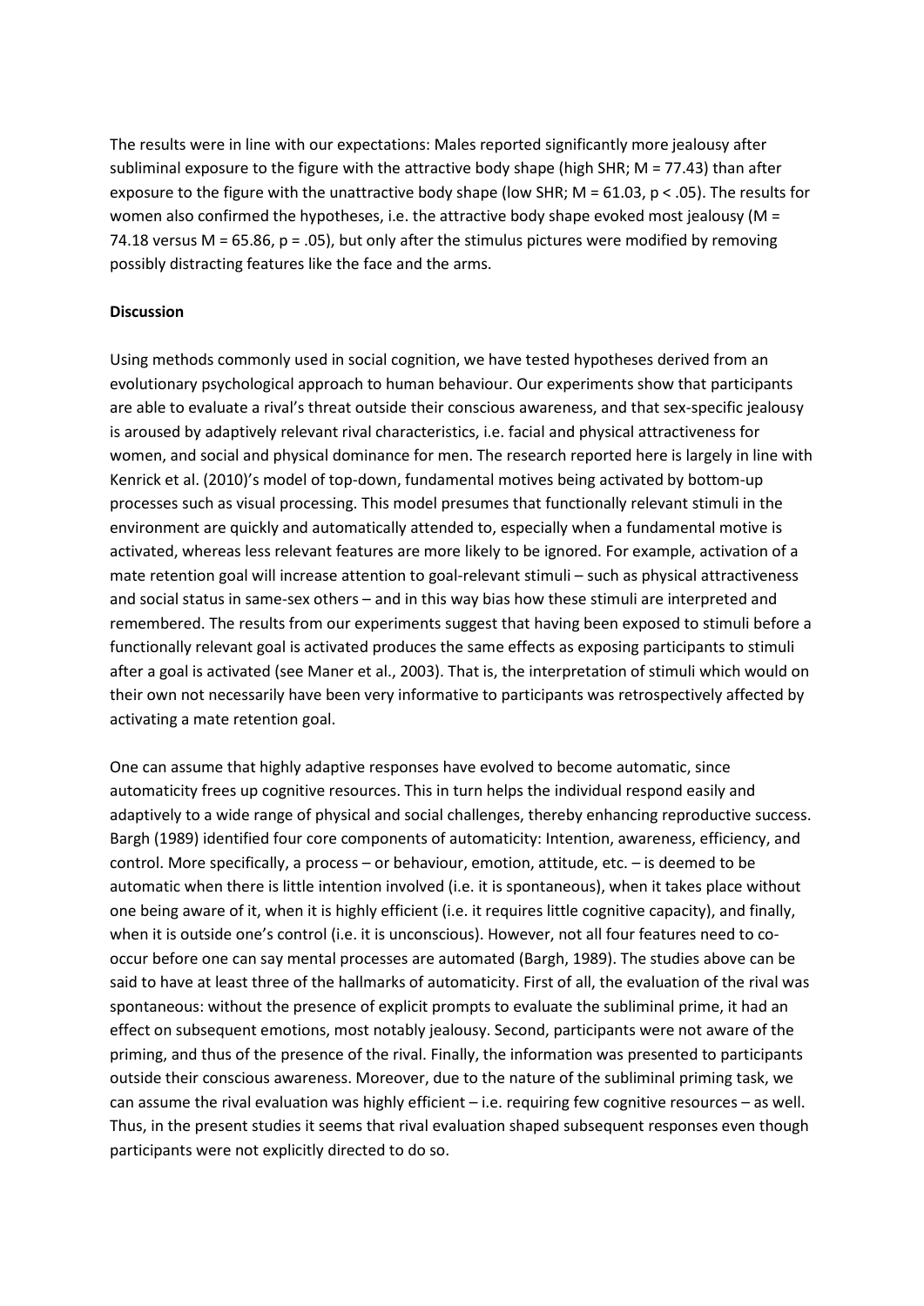The results were in line with our expectations: Males reported significantly more jealousy after subliminal exposure to the figure with the attractive body shape (high SHR; $M = 77.43$) than after exposure to the figure with the unattractive body shape (low SHR; $M = 61.03$, $p < .05$). The results for women also confirmed the hypotheses, i.e. the attractive body shape evoked most jealousy ($M = 74.18$ versus $M = 65.86$, $p = .05$), but only after the stimulus pictures were modified by removing possibly distracting features like the face and the arms.

**Discussion**

Using methods commonly used in social cognition, we have tested hypotheses derived from an evolutionary psychological approach to human behaviour. Our experiments show that participants are able to evaluate a rival's threat outside their conscious awareness, and that sex-specific jealousy is aroused by adaptively relevant rival characteristics, i.e. facial and physical attractiveness for women, and social and physical dominance for men. The research reported here is largely in line with Kenrick et al. (2010)'s model of top-down, fundamental motives being activated by bottom-up processes such as visual processing. This model presumes that functionally relevant stimuli in the environment are quickly and automatically attended to, especially when a fundamental motive is activated, whereas less relevant features are more likely to be ignored. For example, activation of a mate retention goal will increase attention to goal-relevant stimuli – such as physical attractiveness and social status in same-sex others – and in this way bias how these stimuli are interpreted and remembered. The results from our experiments suggest that having been exposed to stimuli before a functionally relevant goal is activated produces the same effects as exposing participants to stimuli after a goal is activated (see Maner et al., 2003). That is, the interpretation of stimuli which would on their own not necessarily have been very informative to participants was retrospectively affected by activating a mate retention goal.

One can assume that highly adaptive responses have evolved to become automatic, since automaticity frees up cognitive resources. This in turn helps the individual respond easily and adaptively to a wide range of physical and social challenges, thereby enhancing reproductive success. Bargh (1989) identified four core components of automaticity: Intention, awareness, efficiency, and control. More specifically, a process – or behaviour, emotion, attitude, etc. – is deemed to be automatic when there is little intention involved (i.e. it is spontaneous), when it takes place without one being aware of it, when it is highly efficient (i.e. it requires little cognitive capacity), and finally, when it is outside one's control (i.e. it is unconscious). However, not all four features need to co-occur before one can say mental processes are automated (Bargh, 1989). The studies above can be said to have at least three of the hallmarks of automaticity. First of all, the evaluation of the rival was spontaneous: without the presence of explicit prompts to evaluate the subliminal prime, it had an effect on subsequent emotions, most notably jealousy. Second, participants were not aware of the priming, and thus of the presence of the rival. Finally, the information was presented to participants outside their conscious awareness. Moreover, due to the nature of the subliminal priming task, we can assume the rival evaluation was highly efficient – i.e. requiring few cognitive resources – as well. Thus, in the present studies it seems that rival evaluation shaped subsequent responses even though participants were not explicitly directed to do so.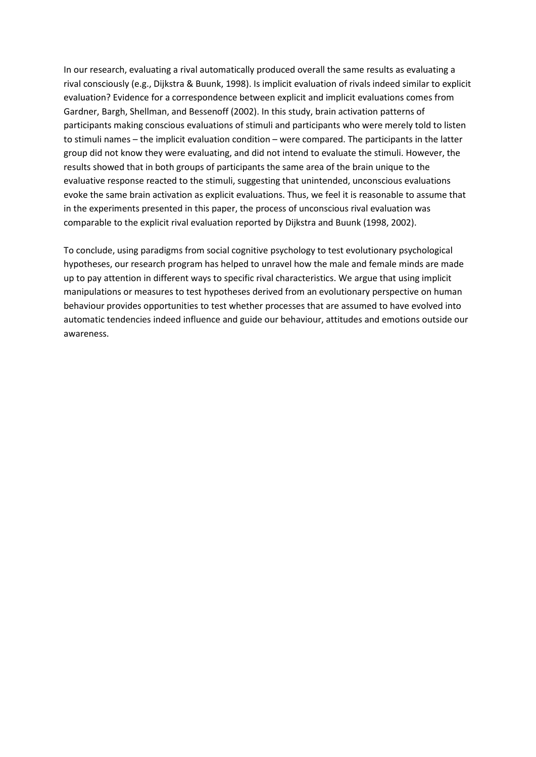In our research, evaluating a rival automatically produced overall the same results as evaluating a rival consciously (e.g., Dijkstra & Buunk, 1998). Is implicit evaluation of rivals indeed similar to explicit evaluation? Evidence for a correspondence between explicit and implicit evaluations comes from Gardner, Bargh, Shellman, and Bessenoff (2002). In this study, brain activation patterns of participants making conscious evaluations of stimuli and participants who were merely told to listen to stimuli names – the implicit evaluation condition – were compared. The participants in the latter group did not know they were evaluating, and did not intend to evaluate the stimuli. However, the results showed that in both groups of participants the same area of the brain unique to the evaluative response reacted to the stimuli, suggesting that unintended, unconscious evaluations evoke the same brain activation as explicit evaluations. Thus, we feel it is reasonable to assume that in the experiments presented in this paper, the process of unconscious rival evaluation was comparable to the explicit rival evaluation reported by Dijkstra and Buunk (1998, 2002).

To conclude, using paradigms from social cognitive psychology to test evolutionary psychological hypotheses, our research program has helped to unravel how the male and female minds are made up to pay attention in different ways to specific rival characteristics. We argue that using implicit manipulations or measures to test hypotheses derived from an evolutionary perspective on human behaviour provides opportunities to test whether processes that are assumed to have evolved into automatic tendencies indeed influence and guide our behaviour, attitudes and emotions outside our awareness.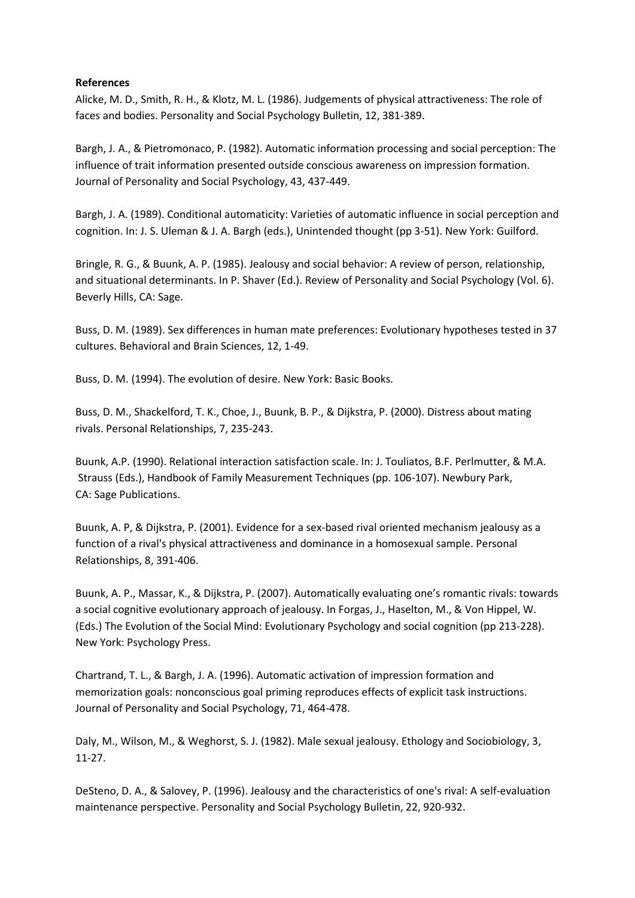**References**

Alicke, M. D., Smith, R. H., & Klotz, M. L. (1986). Judgements of physical attractiveness: The role of faces and bodies. Personality and Social Psychology Bulletin, 12, 381-389.

Bargh, J. A., & Pietromonaco, P. (1982). Automatic information processing and social perception: The influence of trait information presented outside conscious awareness on impression formation. Journal of Personality and Social Psychology, 43, 437-449.

Bargh, J. A. (1989). Conditional automaticity: Varieties of automatic influence in social perception and cognition. In: J. S. Uleman & J. A. Bargh (eds.), Unintended thought (pp 3-51). New York: Guilford.

Bringle, R. G., & Buunk, A. P. (1985). Jealousy and social behavior: A review of person, relationship, and situational determinants. In P. Shaver (Ed.). Review of Personality and Social Psychology (Vol. 6). Beverly Hills, CA: Sage.

Buss, D. M. (1989). Sex differences in human mate preferences: Evolutionary hypotheses tested in 37 cultures. Behavioral and Brain Sciences, 12, 1-49.

Buss, D. M. (1994). The evolution of desire. New York: Basic Books.

Buss, D. M., Shackelford, T. K., Choe, J., Buunk, B. P., & Dijkstra, P. (2000). Distress about mating rivals. Personal Relationships, 7, 235-243.

Buunk, A.P. (1990). Relational interaction satisfaction scale. In: J. Touliatos, B.F. Perlmutter, & M.A. Strauss (Eds.), Handbook of Family Measurement Techniques (pp. 106-107). Newbury Park, CA: Sage Publications.

Buunk, A. P, & Dijkstra, P. (2001). Evidence for a sex-based rival oriented mechanism jealousy as a function of a rival's physical attractiveness and dominance in a homosexual sample. Personal Relationships, 8, 391-406.

Buunk, A. P., Massar, K., & Dijkstra, P. (2007). Automatically evaluating one's romantic rivals: towards a social cognitive evolutionary approach of jealousy. In Forgas, J., Haselton, M., & Von Hippel, W. (Eds.) The Evolution of the Social Mind: Evolutionary Psychology and social cognition (pp 213-228). New York: Psychology Press.

Chartrand, T. L., & Bargh, J. A. (1996). Automatic activation of impression formation and memorization goals: nonconscious goal priming reproduces effects of explicit task instructions. Journal of Personality and Social Psychology, 71, 464-478.

Daly, M., Wilson, M., & Weghorst, S. J. (1982). Male sexual jealousy. Ethology and Sociobiology, 3, 11-27.

DeSteno, D. A., & Salovey, P. (1996). Jealousy and the characteristics of one's rival: A self-evaluation maintenance perspective. Personality and Social Psychology Bulletin, 22, 920-932.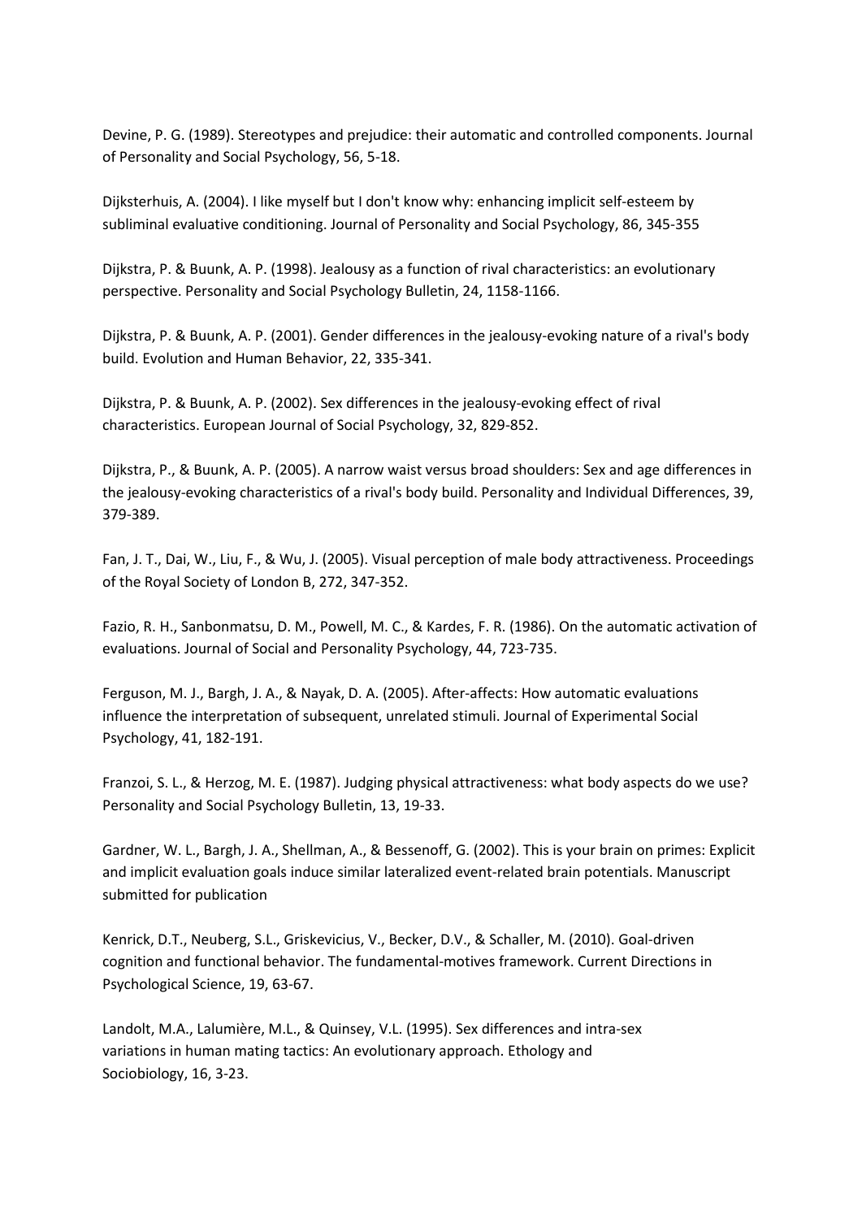Devine, P. G. (1989). Stereotypes and prejudice: their automatic and controlled components. Journal of Personality and Social Psychology, 56, 5-18.

Dijksterhuis, A. (2004). I like myself but I don't know why: enhancing implicit self-esteem by subliminal evaluative conditioning. Journal of Personality and Social Psychology, 86, 345-355

Dijkstra, P. & Buunk, A. P. (1998). Jealousy as a function of rival characteristics: an evolutionary perspective. Personality and Social Psychology Bulletin, 24, 1158-1166.

Dijkstra, P. & Buunk, A. P. (2001). Gender differences in the jealousy-evoking nature of a rival's body build. Evolution and Human Behavior, 22, 335-341.

Dijkstra, P. & Buunk, A. P. (2002). Sex differences in the jealousy-evoking effect of rival characteristics. European Journal of Social Psychology, 32, 829-852.

Dijkstra, P., & Buunk, A. P. (2005). A narrow waist versus broad shoulders: Sex and age differences in the jealousy-evoking characteristics of a rival's body build. Personality and Individual Differences, 39, 379-389.

Fan, J. T., Dai, W., Liu, F., & Wu, J. (2005). Visual perception of male body attractiveness. Proceedings of the Royal Society of London B, 272, 347-352.

Fazio, R. H., Sanbonmatsu, D. M., Powell, M. C., & Kardes, F. R. (1986). On the automatic activation of evaluations. Journal of Social and Personality Psychology, 44, 723-735.

Ferguson, M. J., Bargh, J. A., & Nayak, D. A. (2005). After-affects: How automatic evaluations influence the interpretation of subsequent, unrelated stimuli. Journal of Experimental Social Psychology, 41, 182-191.

Franzoi, S. L., & Herzog, M. E. (1987). Judging physical attractiveness: what body aspects do we use? Personality and Social Psychology Bulletin, 13, 19-33.

Gardner, W. L., Bargh, J. A., Shellman, A., & Bessenoff, G. (2002). This is your brain on primes: Explicit and implicit evaluation goals induce similar lateralized event-related brain potentials. Manuscript submitted for publication

Kenrick, D.T., Neuberg, S.L., Griskevicius, V., Becker, D.V., & Schaller, M. (2010). Goal-driven cognition and functional behavior. The fundamental-motives framework. Current Directions in Psychological Science, 19, 63-67.

Landolt, M.A., Lalumière, M.L., & Quinsey, V.L. (1995). Sex differences and intra-sex variations in human mating tactics: An evolutionary approach. Ethology and Sociobiology, 16, 3-23.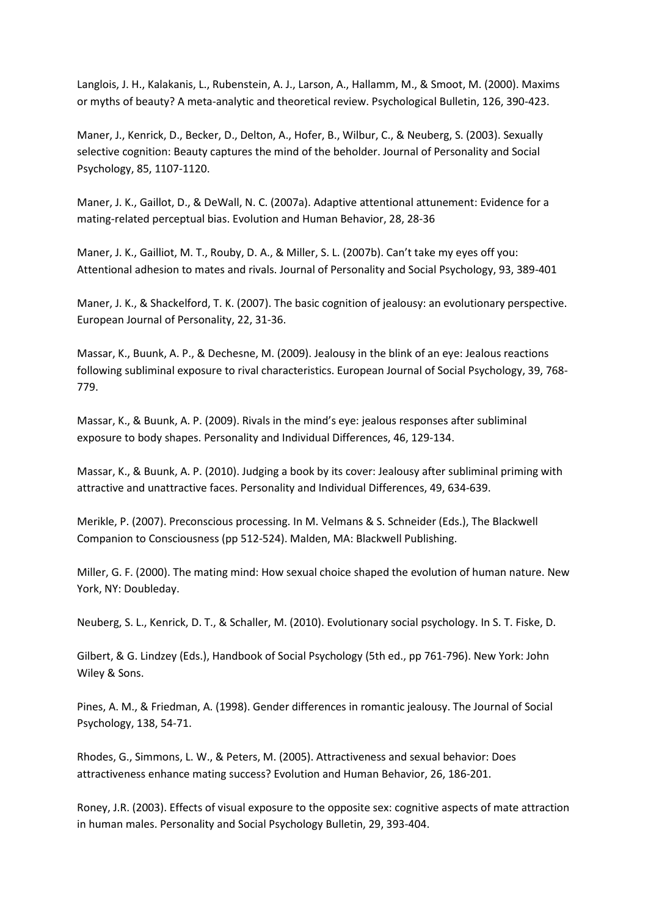Langlois, J. H., Kalakanis, L., Rubenstein, A. J., Larson, A., Hallamm, M., & Smoot, M. (2000). Maxims or myths of beauty? A meta-analytic and theoretical review. Psychological Bulletin, 126, 390-423.

Maner, J., Kenrick, D., Becker, D., Delton, A., Hofer, B., Wilbur, C., & Neuberg, S. (2003). Sexually selective cognition: Beauty captures the mind of the beholder. Journal of Personality and Social Psychology, 85, 1107-1120.

Maner, J. K., Gaillot, D., & DeWall, N. C. (2007a). Adaptive attentional attunement: Evidence for a mating-related perceptual bias. Evolution and Human Behavior, 28, 28-36

Maner, J. K., Gailliot, M. T., Rouby, D. A., & Miller, S. L. (2007b). Can't take my eyes off you: Attentional adhesion to mates and rivals. Journal of Personality and Social Psychology, 93, 389-401

Maner, J. K., & Shackelford, T. K. (2007). The basic cognition of jealousy: an evolutionary perspective. European Journal of Personality, 22, 31-36.

Massar, K., Buunk, A. P., & Dechesne, M. (2009). Jealousy in the blink of an eye: Jealous reactions following subliminal exposure to rival characteristics. European Journal of Social Psychology, 39, 768-779.

Massar, K., & Buunk, A. P. (2009). Rivals in the mind's eye: jealous responses after subliminal exposure to body shapes. Personality and Individual Differences, 46, 129-134.

Massar, K., & Buunk, A. P. (2010). Judging a book by its cover: Jealousy after subliminal priming with attractive and unattractive faces. Personality and Individual Differences, 49, 634-639.

Merikle, P. (2007). Preconscious processing. In M. Velmans & S. Schneider (Eds.), The Blackwell Companion to Consciousness (pp 512-524). Malden, MA: Blackwell Publishing.

Miller, G. F. (2000). The mating mind: How sexual choice shaped the evolution of human nature. New York, NY: Doubleday.

Neuberg, S. L., Kenrick, D. T., & Schaller, M. (2010). Evolutionary social psychology. In S. T. Fiske, D.

Gilbert, & G. Lindzey (Eds.), Handbook of Social Psychology (5th ed., pp 761-796). New York: John Wiley & Sons.

Pines, A. M., & Friedman, A. (1998). Gender differences in romantic jealousy. The Journal of Social Psychology, 138, 54-71.

Rhodes, G., Simmons, L. W., & Peters, M. (2005). Attractiveness and sexual behavior: Does attractiveness enhance mating success? Evolution and Human Behavior, 26, 186-201.

Roney, J.R. (2003). Effects of visual exposure to the opposite sex: cognitive aspects of mate attraction in human males. Personality and Social Psychology Bulletin, 29, 393-404.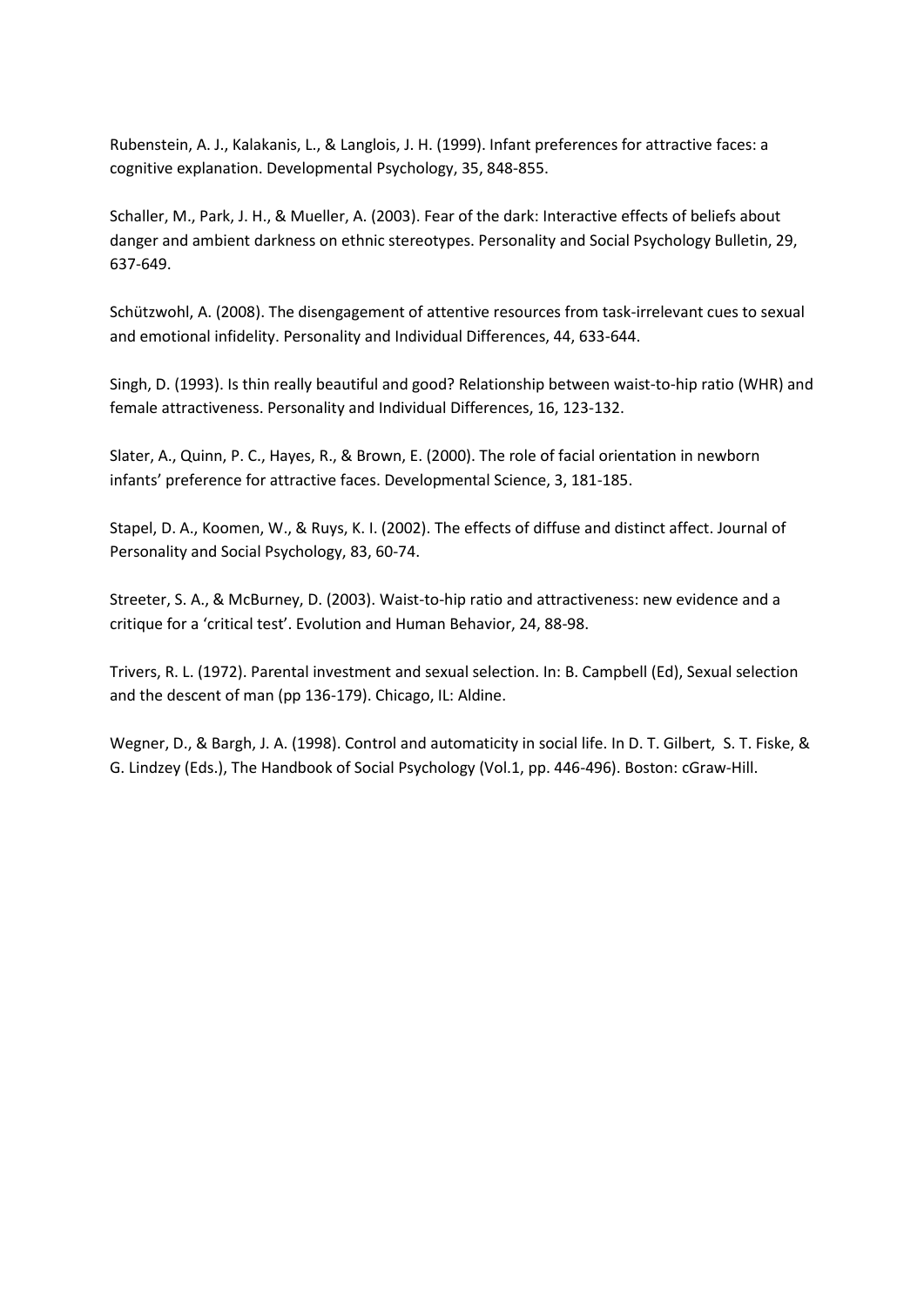Rubenstein, A. J., Kalakanis, L., & Langlois, J. H. (1999). Infant preferences for attractive faces: a cognitive explanation. Developmental Psychology, 35, 848-855.

Schaller, M., Park, J. H., & Mueller, A. (2003). Fear of the dark: Interactive effects of beliefs about danger and ambient darkness on ethnic stereotypes. Personality and Social Psychology Bulletin, 29, 637-649.

Schützwohl, A. (2008). The disengagement of attentive resources from task-irrelevant cues to sexual and emotional infidelity. Personality and Individual Differences, 44, 633-644.

Singh, D. (1993). Is thin really beautiful and good? Relationship between waist-to-hip ratio (WHR) and female attractiveness. Personality and Individual Differences, 16, 123-132.

Slater, A., Quinn, P. C., Hayes, R., & Brown, E. (2000). The role of facial orientation in newborn infants' preference for attractive faces. Developmental Science, 3, 181-185.

Stapel, D. A., Koomen, W., & Ruys, K. I. (2002). The effects of diffuse and distinct affect. Journal of Personality and Social Psychology, 83, 60-74.

Streeter, S. A., & McBurney, D. (2003). Waist-to-hip ratio and attractiveness: new evidence and a critique for a 'critical test'. Evolution and Human Behavior, 24, 88-98.

Trivers, R. L. (1972). Parental investment and sexual selection. In: B. Campbell (Ed), Sexual selection and the descent of man (pp 136-179). Chicago, IL: Aldine.

Wegner, D., & Bargh, J. A. (1998). Control and automaticity in social life. In D. T. Gilbert, S. T. Fiske, & G. Lindzey (Eds.), The Handbook of Social Psychology (Vol.1, pp. 446-496). Boston: cGraw-Hill.